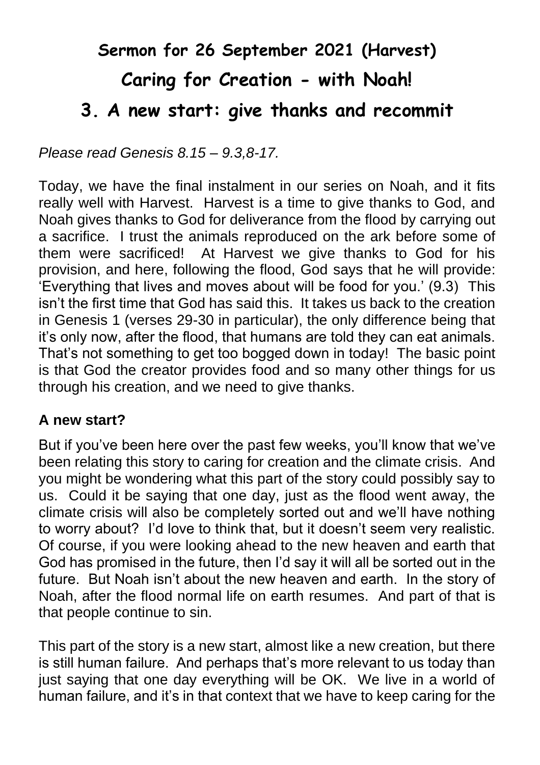# Sermon for 26 September 2021 (Harvest)

# Caring for Creation - with Noah!

# 3. A new start: give thanks and recommit

*Please read Genesis 8.15 – 9.3,8-17.*

Today, we have the final instalment in our series on Noah, and it fits really well with Harvest. Harvest is a time to give thanks to God, and Noah gives thanks to God for deliverance from the flood by carrying out a sacrifice. I trust the animals reproduced on the ark before some of them were sacrificed! At Harvest we give thanks to God for his provision, and here, following the flood, God says that he will provide: 'Everything that lives and moves about will be food for you.' (9.3) This isn't the first time that God has said this. It takes us back to the creation in Genesis 1 (verses 29-30 in particular), the only difference being that it's only now, after the flood, that humans are told they can eat animals. That's not something to get too bogged down in today! The basic point is that God the creator provides food and so many other things for us through his creation, and we need to give thanks.

**A new start?**

But if you've been here over the past few weeks, you'll know that we've been relating this story to caring for creation and the climate crisis. And you might be wondering what this part of the story could possibly say to us. Could it be saying that one day, just as the flood went away, the climate crisis will also be completely sorted out and we'll have nothing to worry about? I'd love to think that, but it doesn't seem very realistic. Of course, if you were looking ahead to the new heaven and earth that God has promised in the future, then I'd say it will all be sorted out in the future. But Noah isn't about the new heaven and earth. In the story of Noah, after the flood normal life on earth resumes. And part of that is that people continue to sin.

This part of the story is a new start, almost like a new creation, but there is still human failure. And perhaps that's more relevant to us today than just saying that one day everything will be OK. We live in a world of human failure, and it's in that context that we have to keep caring for the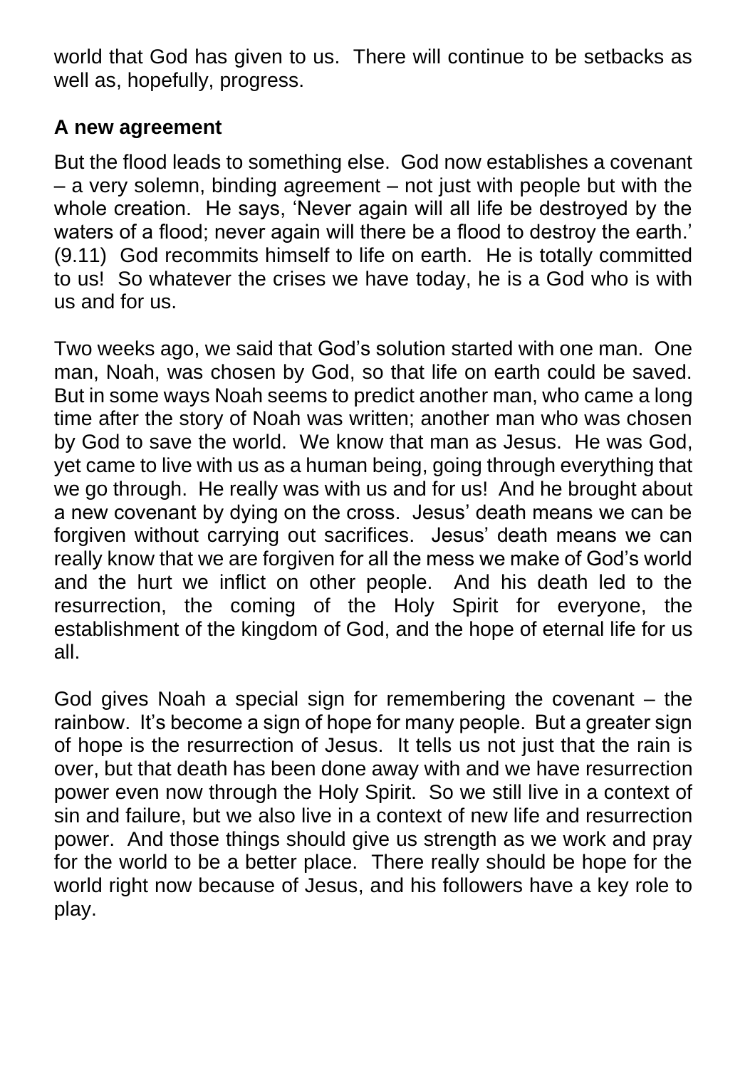world that God has given to us. There will continue to be setbacks as well as, hopefully, progress.

**A new agreement**

But the flood leads to something else. God now establishes a covenant – a very solemn, binding agreement – not just with people but with the whole creation. He says, 'Never again will all life be destroyed by the waters of a flood; never again will there be a flood to destroy the earth.' (9.11) God recommits himself to life on earth. He is totally committed to us! So whatever the crises we have today, he is a God who is with us and for us.

Two weeks ago, we said that God's solution started with one man. One man, Noah, was chosen by God, so that life on earth could be saved. But in some ways Noah seems to predict another man, who came a long time after the story of Noah was written; another man who was chosen by God to save the world. We know that man as Jesus. He was God, yet came to live with us as a human being, going through everything that we go through. He really was with us and for us! And he brought about a new covenant by dying on the cross. Jesus' death means we can be forgiven without carrying out sacrifices. Jesus' death means we can really know that we are forgiven for all the mess we make of God's world and the hurt we inflict on other people. And his death led to the resurrection, the coming of the Holy Spirit for everyone, the establishment of the kingdom of God, and the hope of eternal life for us all.

God gives Noah a special sign for remembering the covenant – the rainbow. It's become a sign of hope for many people. But a greater sign of hope is the resurrection of Jesus. It tells us not just that the rain is over, but that death has been done away with and we have resurrection power even now through the Holy Spirit. So we still live in a context of sin and failure, but we also live in a context of new life and resurrection power. And those things should give us strength as we work and pray for the world to be a better place. There really should be hope for the world right now because of Jesus, and his followers have a key role to play.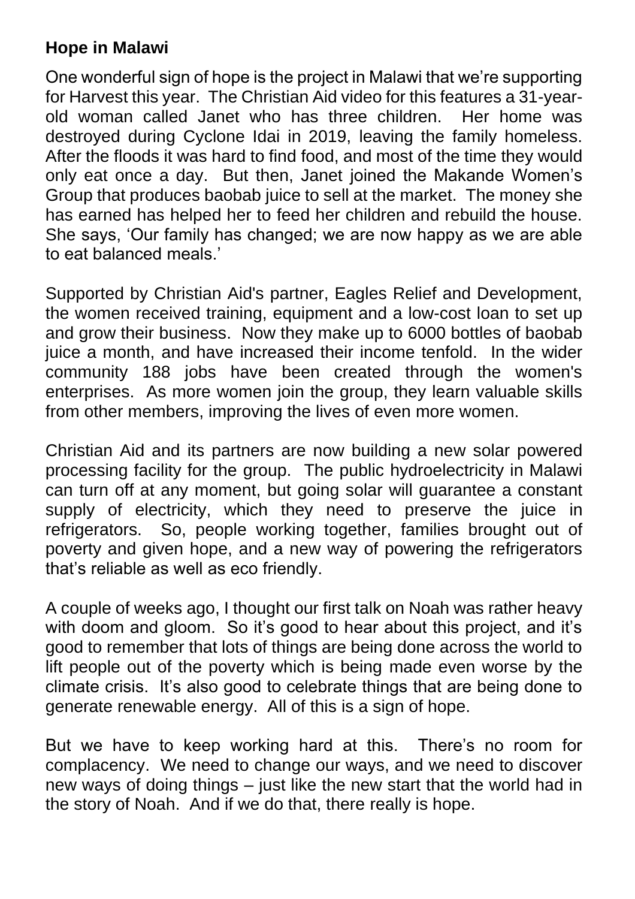**Hope in Malawi**

One wonderful sign of hope is the project in Malawi that we're supporting for Harvest this year. The Christian Aid video for this features a 31-year-old woman called Janet who has three children. Her home was destroyed during Cyclone Idai in 2019, leaving the family homeless. After the floods it was hard to find food, and most of the time they would only eat once a day. But then, Janet joined the Makande Women's Group that produces baobab juice to sell at the market. The money she has earned has helped her to feed her children and rebuild the house. She says, 'Our family has changed; we are now happy as we are able to eat balanced meals.'

Supported by Christian Aid's partner, Eagles Relief and Development, the women received training, equipment and a low-cost loan to set up and grow their business. Now they make up to 6000 bottles of baobab juice a month, and have increased their income tenfold. In the wider community 188 jobs have been created through the women's enterprises. As more women join the group, they learn valuable skills from other members, improving the lives of even more women.

Christian Aid and its partners are now building a new solar powered processing facility for the group. The public hydroelectricity in Malawi can turn off at any moment, but going solar will guarantee a constant supply of electricity, which they need to preserve the juice in refrigerators. So, people working together, families brought out of poverty and given hope, and a new way of powering the refrigerators that's reliable as well as eco friendly.

A couple of weeks ago, I thought our first talk on Noah was rather heavy with doom and gloom. So it's good to hear about this project, and it's good to remember that lots of things are being done across the world to lift people out of the poverty which is being made even worse by the climate crisis. It's also good to celebrate things that are being done to generate renewable energy. All of this is a sign of hope.

But we have to keep working hard at this. There's no room for complacency. We need to change our ways, and we need to discover new ways of doing things – just like the new start that the world had in the story of Noah. And if we do that, there really is hope.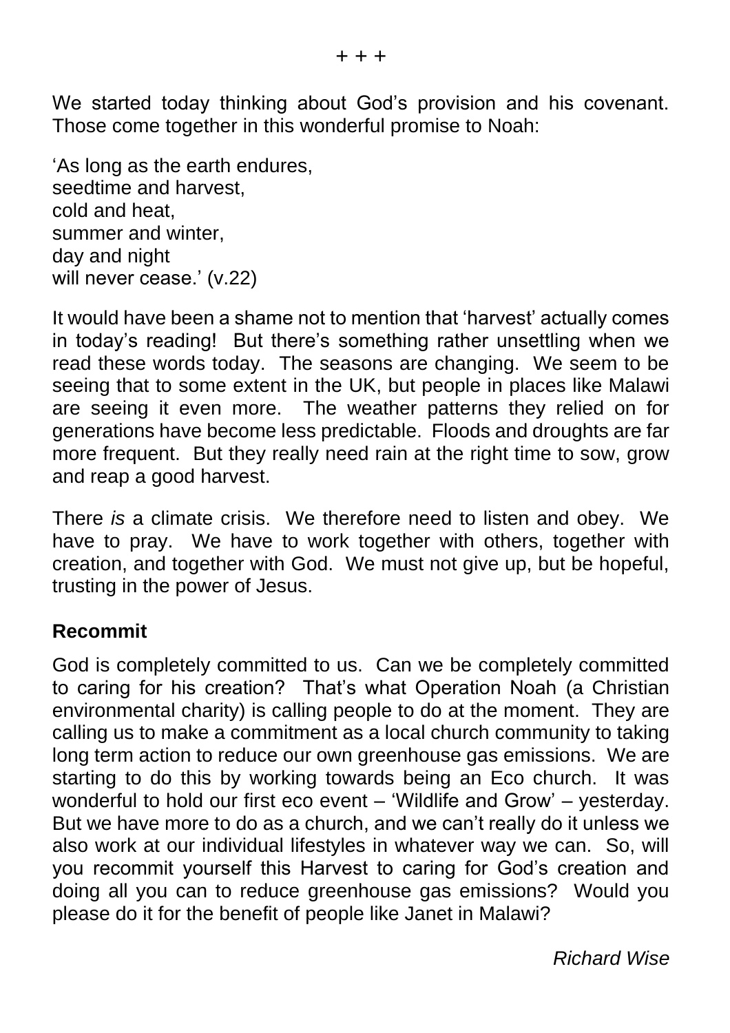+ + +

We started today thinking about God's provision and his covenant. Those come together in this wonderful promise to Noah:

'As long as the earth endures,  
seedtime and harvest,  
cold and heat,  
summer and winter,  
day and night  
will never cease.' (v.22)

It would have been a shame not to mention that 'harvest' actually comes in today's reading! But there's something rather unsettling when we read these words today. The seasons are changing. We seem to be seeing that to some extent in the UK, but people in places like Malawi are seeing it even more. The weather patterns they relied on for generations have become less predictable. Floods and droughts are far more frequent. But they really need rain at the right time to sow, grow and reap a good harvest.

There *is* a climate crisis. We therefore need to listen and obey. We have to pray. We have to work together with others, together with creation, and together with God. We must not give up, but be hopeful, trusting in the power of Jesus.

**Recommit**

God is completely committed to us. Can we be completely committed to caring for his creation? That's what Operation Noah (a Christian environmental charity) is calling people to do at the moment. They are calling us to make a commitment as a local church community to taking long term action to reduce our own greenhouse gas emissions. We are starting to do this by working towards being an Eco church. It was wonderful to hold our first eco event – 'Wildlife and Grow' – yesterday. But we have more to do as a church, and we can't really do it unless we also work at our individual lifestyles in whatever way we can. So, will you recommit yourself this Harvest to caring for God's creation and doing all you can to reduce greenhouse gas emissions? Would you please do it for the benefit of people like Janet in Malawi?

*Richard Wise*